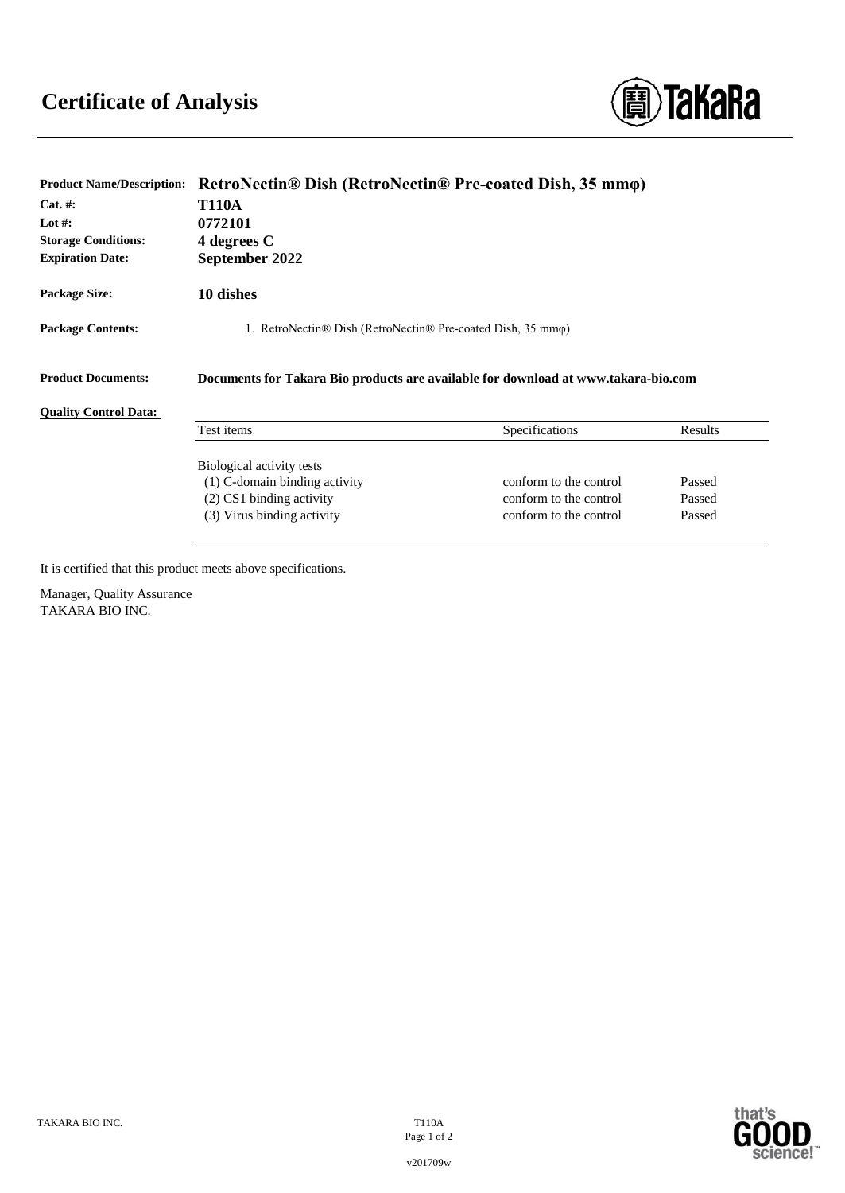# Certificate of Analysis

**Product Name/Description:** **RetroNectin® Dish (RetroNectin® Pre-coated Dish, 35 mmφ)**
**Cat. #:** **T110A**
**Lot #:** **0772101**
**Storage Conditions:** **4 degrees C**
**Expiration Date:** **September 2022**

**Package Size:** **10 dishes**

**Package Contents:** 1. RetroNectin® Dish (RetroNectin® Pre-coated Dish, 35 mmφ)

**Product Documents:** **Documents for Takara Bio products are available for download at www.takara-bio.com**

**Quality Control Data:**

| Test items | Specifications | Results |
|---|---|---|
| Biological activity tests | | |
| (1) C-domain binding activity | conform to the control | Passed |
| (2) CS1 binding activity | conform to the control | Passed |
| (3) Virus binding activity | conform to the control | Passed |

It is certified that this product meets above specifications.

Manager, Quality Assurance
TAKARA BIO INC.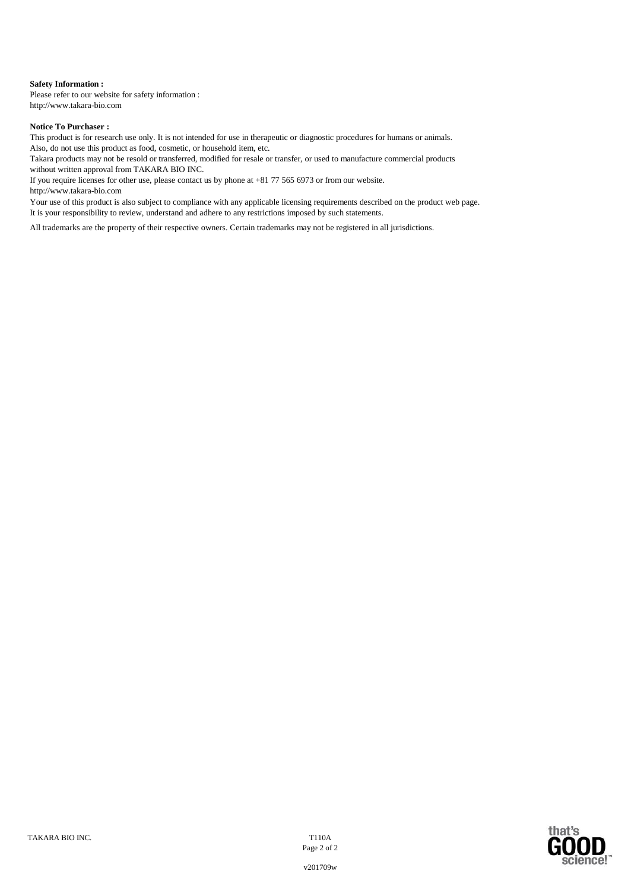**Safety Information :**

Please refer to our website for safety information :
http://www.takara-bio.com

**Notice To Purchaser :**

This product is for research use only. It is not intended for use in therapeutic or diagnostic procedures for humans or animals.
Also, do not use this product as food, cosmetic, or household item, etc.
Takara products may not be resold or transferred, modified for resale or transfer, or used to manufacture commercial products without written approval from TAKARA BIO INC.
If you require licenses for other use, please contact us by phone at +81 77 565 6973 or from our website.
http://www.takara-bio.com
Your use of this product is also subject to compliance with any applicable licensing requirements described on the product web page.
It is your responsibility to review, understand and adhere to any restrictions imposed by such statements.

All trademarks are the property of their respective owners. Certain trademarks may not be registered in all jurisdictions.